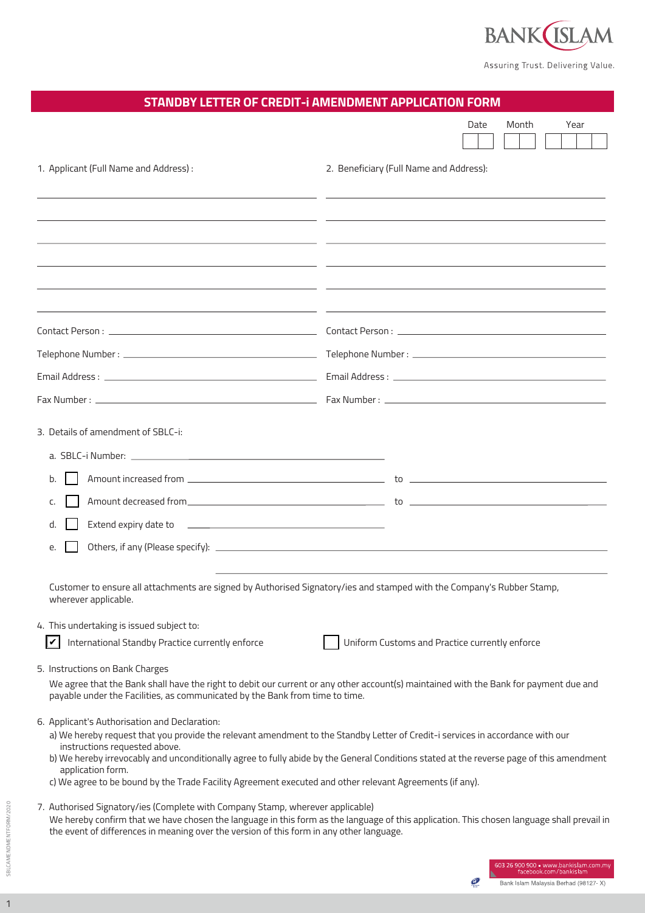BANK ISLAM

Assuring Trust. Delivering Value.

# STANDBY LETTER OF CREDIT-i AMENDMENT APPLICATION FORM

| Date | Month | Year |
|---|---|---|
| | | |

1. Applicant (Full Name and Address) :

_______________________________________________

_______________________________________________

_______________________________________________

_______________________________________________

_______________________________________________

_______________________________________________

Contact Person : _______________________________

Telephone Number : _____________________________

Email Address : ________________________________

Fax Number : __________________________________

2. Beneficiary (Full Name and Address):

_______________________________________________

_______________________________________________

_______________________________________________

_______________________________________________

_______________________________________________

_______________________________________________

Contact Person : _______________________________

Telephone Number : _____________________________

Email Address : ________________________________

Fax Number : __________________________________

3. Details of amendment of SBLC-i:

   a. SBLC-i Number: ______________________________

   b. ☐ Amount increased from ______________________ to ______________________

   c. ☐ Amount decreased from ______________________ to ______________________

   d. ☐ Extend expiry date to ______________________

   e. ☐ Others, if any (Please specify): ______________________________________

   Customer to ensure all attachments are signed by Authorised Signatory/ies and stamped with the Company's Rubber Stamp, wherever applicable.

4. This undertaking is issued subject to:

   ☑ International Standby Practice currently enforce    ☐ Uniform Customs and Practice currently enforce

5. Instructions on Bank Charges

   We agree that the Bank shall have the right to debit our current or any other account(s) maintained with the Bank for payment due and payable under the Facilities, as communicated by the Bank from time to time.

6. Applicant's Authorisation and Declaration:

   a) We hereby request that you provide the relevant amendment to the Standby Letter of Credit-i services in accordance with our instructions requested above.

   b) We hereby irrevocably and unconditionally agree to fully abide by the General Conditions stated at the reverse page of this amendment application form.

   c) We agree to be bound by the Trade Facility Agreement executed and other relevant Agreements (if any).

7. Authorised Signatory/ies (Complete with Company Stamp, wherever applicable)

   We hereby confirm that we have chosen the language in this form as the language of this application. This chosen language shall prevail in the event of differences in meaning over the version of this form in any other language.

SBLCAMENDMENTFORM/2020

603 26 900 900 • www.bankislam.com.my
facebook.com/bankislam

Bank Islam Malaysia Berhad (98127- X)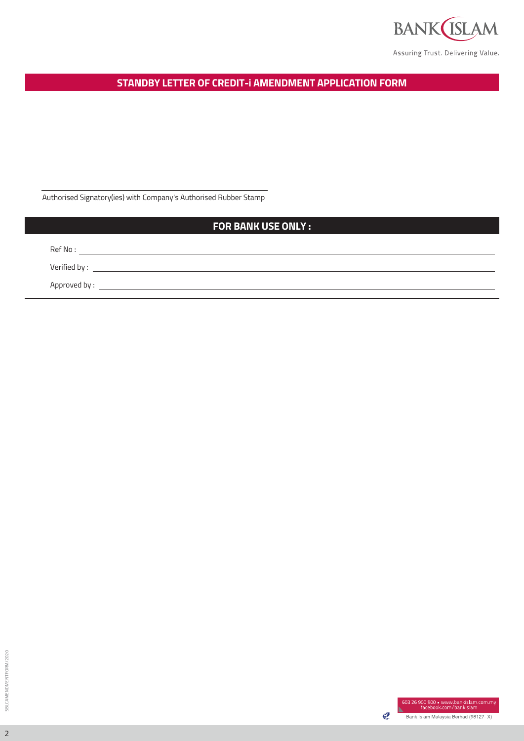## STANDBY LETTER OF CREDIT-i AMENDMENT APPLICATION FORM

\_\_\_\_\_\_\_\_\_\_\_\_\_\_\_\_\_\_\_\_\_\_\_\_\_\_\_\_\_\_\_\_\_\_\_\_\_\_\_\_

Authorised Signatory(ies) with Company's Authorised Rubber Stamp

## FOR BANK USE ONLY :

Ref No : \_\_\_\_\_\_\_\_\_\_\_\_\_\_\_\_\_\_\_\_\_\_\_\_\_\_\_\_\_\_\_\_\_\_\_\_\_\_\_\_

Verified by : \_\_\_\_\_\_\_\_\_\_\_\_\_\_\_\_\_\_\_\_\_\_\_\_\_\_\_\_\_\_\_\_\_\_\_\_\_\_\_\_

Approved by : \_\_\_\_\_\_\_\_\_\_\_\_\_\_\_\_\_\_\_\_\_\_\_\_\_\_\_\_\_\_\_\_\_\_\_\_\_\_\_\_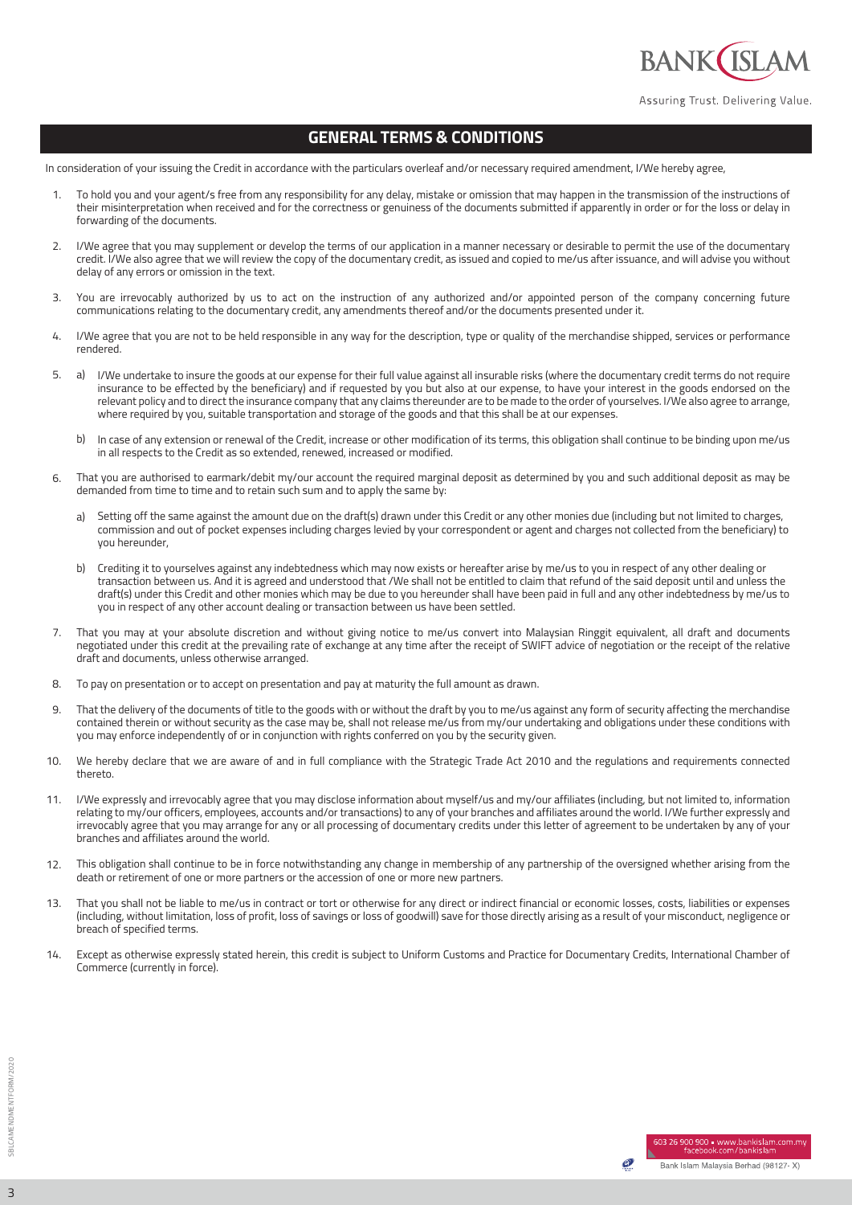## GENERAL TERMS & CONDITIONS

In consideration of your issuing the Credit in accordance with the particulars overleaf and/or necessary required amendment, I/We hereby agree,

1. To hold you and your agent/s free from any responsibility for any delay, mistake or omission that may happen in the transmission of the instructions of their misinterpretation when received and for the correctness or genuiness of the documents submitted if apparently in order or for the loss or delay in forwarding of the documents.

2. I/We agree that you may supplement or develop the terms of our application in a manner necessary or desirable to permit the use of the documentary credit. I/We also agree that we will review the copy of the documentary credit, as issued and copied to me/us after issuance, and will advise you without delay of any errors or omission in the text.

3. You are irrevocably authorized by us to act on the instruction of any authorized and/or appointed person of the company concerning future communications relating to the documentary credit, any amendments thereof and/or the documents presented under it.

4. I/We agree that you are not to be held responsible in any way for the description, type or quality of the merchandise shipped, services or performance rendered.

5. a) I/We undertake to insure the goods at our expense for their full value against all insurable risks (where the documentary credit terms do not require insurance to be effected by the beneficiary) and if requested by you but also at our expense, to have your interest in the goods endorsed on the relevant policy and to direct the insurance company that any claims thereunder are to be made to the order of yourselves. I/We also agree to arrange, where required by you, suitable transportation and storage of the goods and that this shall be at our expenses.

   b) In case of any extension or renewal of the Credit, increase or other modification of its terms, this obligation shall continue to be binding upon me/us in all respects to the Credit as so extended, renewed, increased or modified.

6. That you are authorised to earmark/debit my/our account the required marginal deposit as determined by you and such additional deposit as may be demanded from time to time and to retain such sum and to apply the same by:

   a) Setting off the same against the amount due on the draft(s) drawn under this Credit or any other monies due (including but not limited to charges, commission and out of pocket expenses including charges levied by your correspondent or agent and charges not collected from the beneficiary) to you hereunder,

   b) Crediting it to yourselves against any indebtedness which may now exists or hereafter arise by me/us to you in respect of any other dealing or transaction between us. And it is agreed and understood that /We shall not be entitled to claim that refund of the said deposit until and unless the draft(s) under this Credit and other monies which may be due to you hereunder shall have been paid in full and any other indebtedness by me/us to you in respect of any other account dealing or transaction between us have been settled.

7. That you may at your absolute discretion and without giving notice to me/us convert into Malaysian Ringgit equivalent, all draft and documents negotiated under this credit at the prevailing rate of exchange at any time after the receipt of SWIFT advice of negotiation or the receipt of the relative draft and documents, unless otherwise arranged.

8. To pay on presentation or to accept on presentation and pay at maturity the full amount as drawn.

9. That the delivery of the documents of title to the goods with or without the draft by you to me/us against any form of security affecting the merchandise contained therein or without security as the case may be, shall not release me/us from my/our undertaking and obligations under these conditions with you may enforce independently of or in conjunction with rights conferred on you by the security given.

10. We hereby declare that we are aware of and in full compliance with the Strategic Trade Act 2010 and the regulations and requirements connected thereto.

11. I/We expressly and irrevocably agree that you may disclose information about myself/us and my/our affiliates (including, but not limited to, information relating to my/our officers, employees, accounts and/or transactions) to any of your branches and affiliates around the world. I/We further expressly and irrevocably agree that you may arrange for any or all processing of documentary credits under this letter of agreement to be undertaken by any of your branches and affiliates around the world.

12. This obligation shall continue to be in force notwithstanding any change in membership of any partnership of the oversigned whether arising from the death or retirement of one or more partners or the accession of one or more new partners.

13. That you shall not be liable to me/us in contract or tort or otherwise for any direct or indirect financial or economic losses, costs, liabilities or expenses (including, without limitation, loss of profit, loss of savings or loss of goodwill) save for those directly arising as a result of your misconduct, negligence or breach of specified terms.

14. Except as otherwise expressly stated herein, this credit is subject to Uniform Customs and Practice for Documentary Credits, International Chamber of Commerce (currently in force).